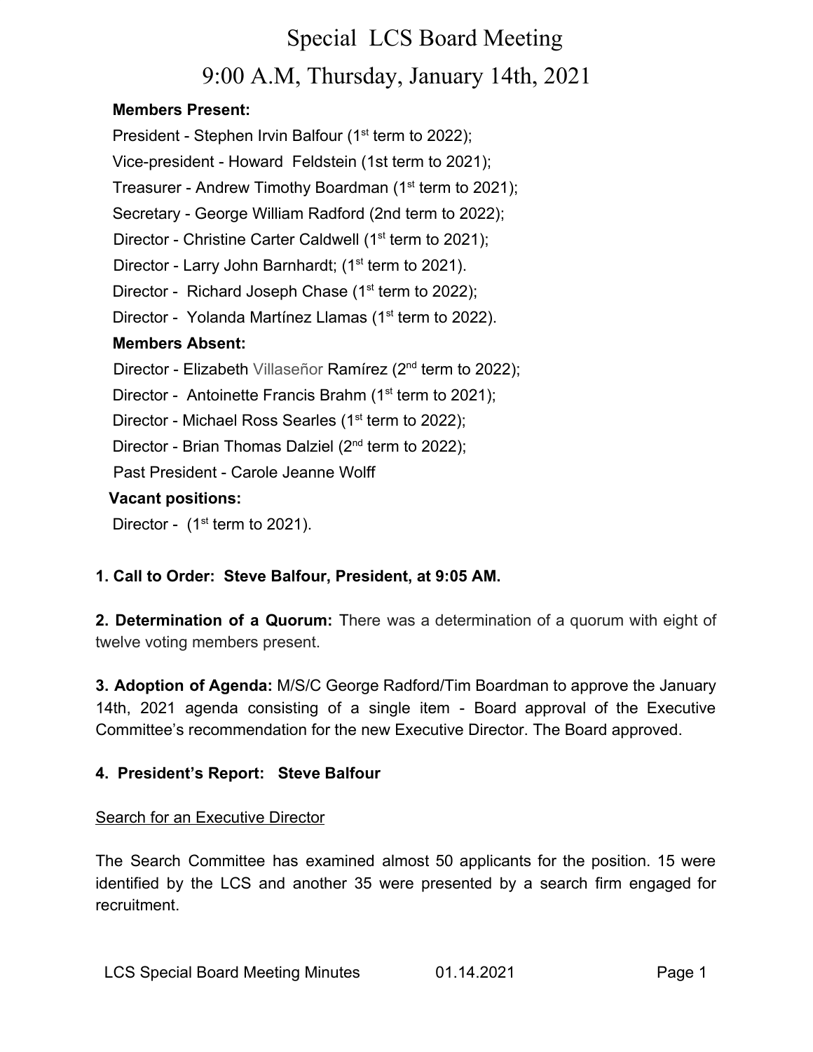# Special LCS Board Meeting

## 9:00 A.M, Thursday, January 14th, 2021

**Members Present:**

President - Stephen Irvin Balfour (1st term to 2022);
Vice-president - Howard Feldstein (1st term to 2021);
Treasurer - Andrew Timothy Boardman (1st term to 2021);
Secretary - George William Radford (2nd term to 2022);
Director - Christine Carter Caldwell (1st term to 2021);
Director - Larry John Barnhardt; (1st term to 2021).
Director - Richard Joseph Chase (1st term to 2022);
Director - Yolanda Martínez Llamas (1st term to 2022).

**Members Absent:**

Director - Elizabeth Villaseñor Ramírez (2nd term to 2022);
Director - Antoinette Francis Brahm (1st term to 2021);
Director - Michael Ross Searles (1st term to 2022);
Director - Brian Thomas Dalziel (2nd term to 2022);
Past President - Carole Jeanne Wolff

**Vacant positions:**

Director - (1st term to 2021).

**1. Call to Order: Steve Balfour, President, at 9:05 AM.**

**2. Determination of a Quorum:** There was a determination of a quorum with eight of twelve voting members present.

**3. Adoption of Agenda:** M/S/C George Radford/Tim Boardman to approve the January 14th, 2021 agenda consisting of a single item - Board approval of the Executive Committee's recommendation for the new Executive Director. The Board approved.

**4. President's Report: Steve Balfour**

Search for an Executive Director

The Search Committee has examined almost 50 applicants for the position. 15 were identified by the LCS and another 35 were presented by a search firm engaged for recruitment.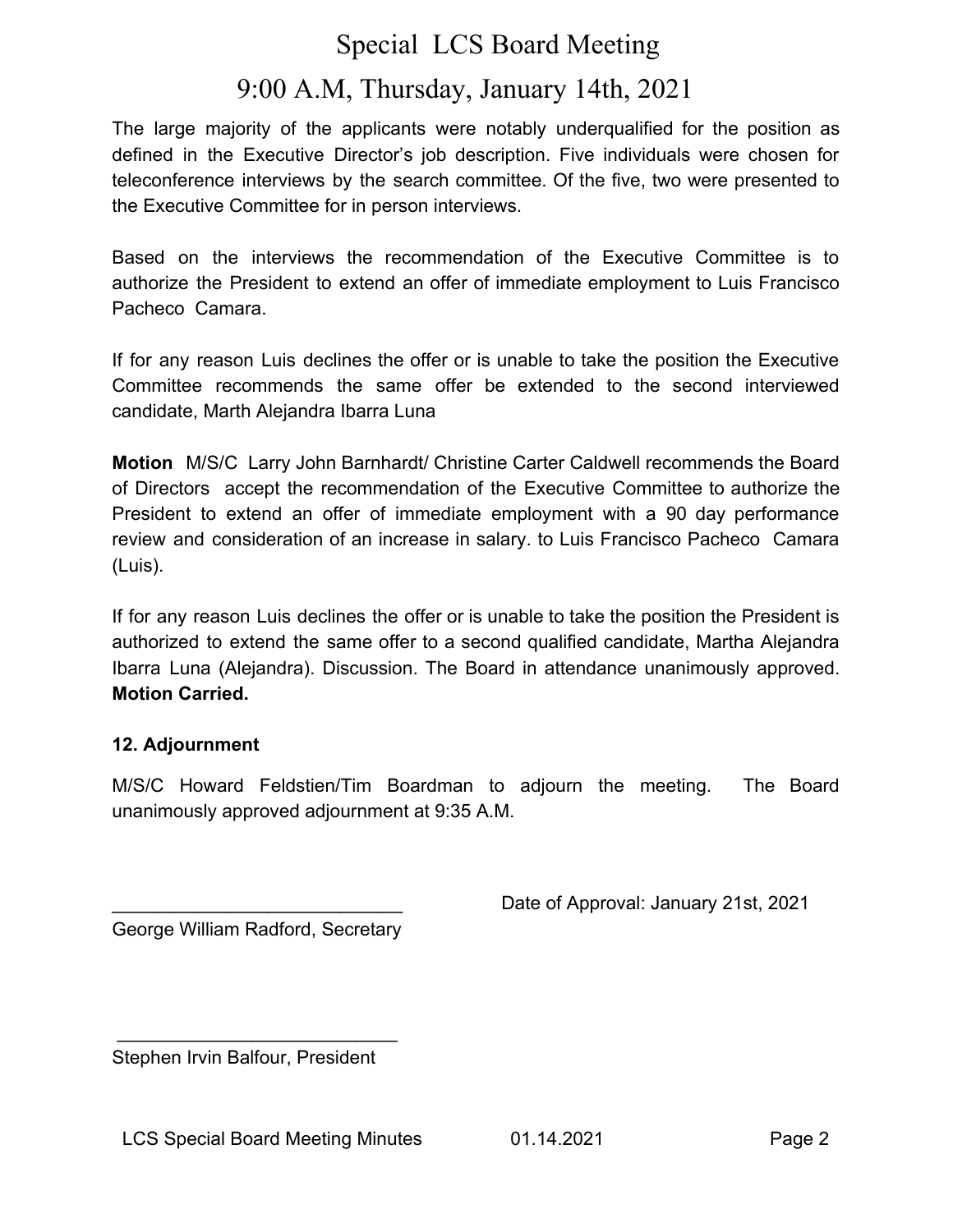# Special LCS Board Meeting

## 9:00 A.M, Thursday, January 14th, 2021

The large majority of the applicants were notably underqualified for the position as defined in the Executive Director's job description. Five individuals were chosen for teleconference interviews by the search committee. Of the five, two were presented to the Executive Committee for in person interviews.

Based on the interviews the recommendation of the Executive Committee is to authorize the President to extend an offer of immediate employment to Luis Francisco Pacheco Camara.

If for any reason Luis declines the offer or is unable to take the position the Executive Committee recommends the same offer be extended to the second interviewed candidate, Marth Alejandra Ibarra Luna

**Motion** M/S/C Larry John Barnhardt/ Christine Carter Caldwell recommends the Board of Directors accept the recommendation of the Executive Committee to authorize the President to extend an offer of immediate employment with a 90 day performance review and consideration of an increase in salary. to Luis Francisco Pacheco Camara (Luis).

If for any reason Luis declines the offer or is unable to take the position the President is authorized to extend the same offer to a second qualified candidate, Martha Alejandra Ibarra Luna (Alejandra). Discussion. The Board in attendance unanimously approved. **Motion Carried.**

**12. Adjournment**

M/S/C Howard Feldstien/Tim Boardman to adjourn the meeting. The Board unanimously approved adjournment at 9:35 A.M.

\_\_\_\_\_\_\_\_\_\_\_\_\_\_\_\_\_\_\_\_\_\_\_\_\_\_\_\_

George William Radford, Secretary

Date of Approval: January 21st, 2021

\_\_\_\_\_\_\_\_\_\_\_\_\_\_\_\_\_\_\_\_\_\_\_\_\_\_\_\_

Stephen Irvin Balfour, President